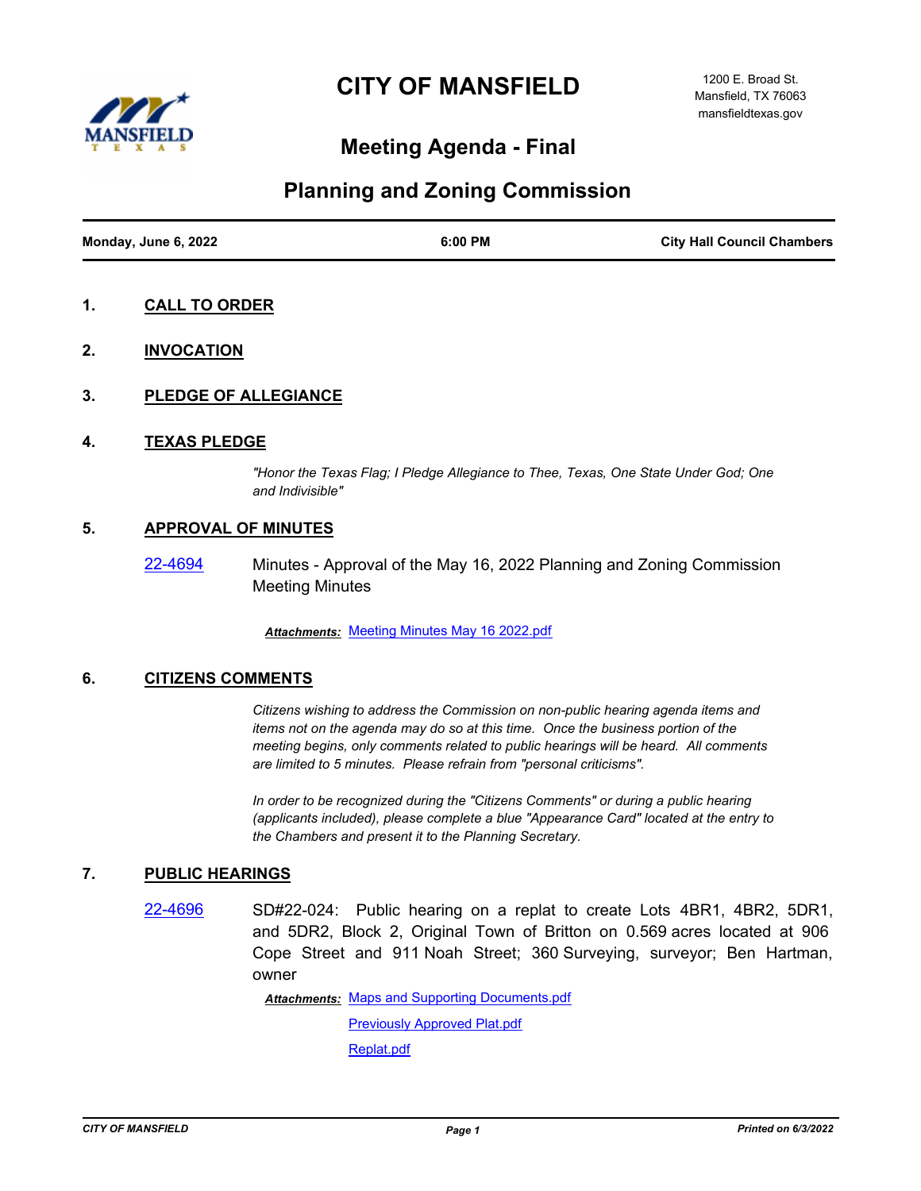# CITY OF MANSFIELD

1200 E. Broad St.
Mansfield, TX 76063
mansfieldtexas.gov

## Meeting Agenda - Final

## Planning and Zoning Commission

| Monday, June 6, 2022 | 6:00 PM | City Hall Council Chambers |
|---|---|---|

**1. CALL TO ORDER**

**2. INVOCATION**

**3. PLEDGE OF ALLEGIANCE**

**4. TEXAS PLEDGE**

*"Honor the Texas Flag; I Pledge Allegiance to Thee, Texas, One State Under God; One and Indivisible"*

**5. APPROVAL OF MINUTES**

22-4694 Minutes - Approval of the May 16, 2022 Planning and Zoning Commission Meeting Minutes

***Attachments:*** Meeting Minutes May 16 2022.pdf

**6. CITIZENS COMMENTS**

*Citizens wishing to address the Commission on non-public hearing agenda items and items not on the agenda may do so at this time. Once the business portion of the meeting begins, only comments related to public hearings will be heard. All comments are limited to 5 minutes. Please refrain from "personal criticisms".*

*In order to be recognized during the "Citizens Comments" or during a public hearing (applicants included), please complete a blue "Appearance Card" located at the entry to the Chambers and present it to the Planning Secretary.*

**7. PUBLIC HEARINGS**

22-4696 SD#22-024: Public hearing on a replat to create Lots 4BR1, 4BR2, 5DR1, and 5DR2, Block 2, Original Town of Britton on 0.569 acres located at 906 Cope Street and 911 Noah Street; 360 Surveying, surveyor; Ben Hartman, owner

***Attachments:*** Maps and Supporting Documents.pdf
Previously Approved Plat.pdf
Replat.pdf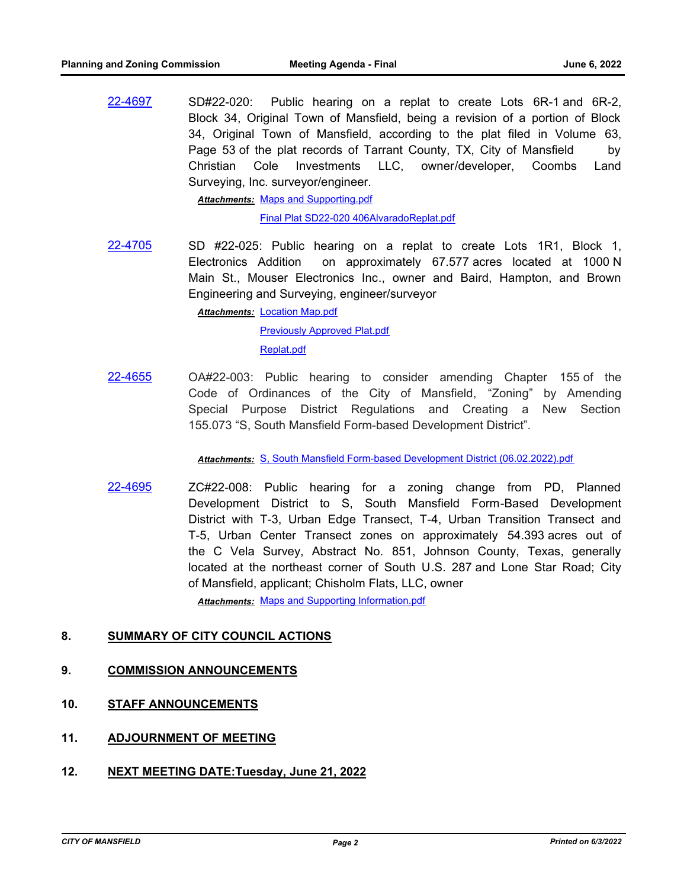22-4697 SD#22-020: Public hearing on a replat to create Lots 6R-1 and 6R-2, Block 34, Original Town of Mansfield, being a revision of a portion of Block 34, Original Town of Mansfield, according to the plat filed in Volume 63, Page 53 of the plat records of Tarrant County, TX, City of Mansfield by Christian Cole Investments LLC, owner/developer, Coombs Land Surveying, Inc. surveyor/engineer.

***Attachments:*** Maps and Supporting.pdf
Final Plat SD22-020 406AlvaradoReplat.pdf

22-4705 SD #22-025: Public hearing on a replat to create Lots 1R1, Block 1, Electronics Addition on approximately 67.577 acres located at 1000 N Main St., Mouser Electronics Inc., owner and Baird, Hampton, and Brown Engineering and Surveying, engineer/surveyor

***Attachments:*** Location Map.pdf
Previously Approved Plat.pdf
Replat.pdf

22-4655 OA#22-003: Public hearing to consider amending Chapter 155 of the Code of Ordinances of the City of Mansfield, "Zoning" by Amending Special Purpose District Regulations and Creating a New Section 155.073 "S, South Mansfield Form-based Development District".

***Attachments:*** S, South Mansfield Form-based Development District (06.02.2022).pdf

22-4695 ZC#22-008: Public hearing for a zoning change from PD, Planned Development District to S, South Mansfield Form-Based Development District with T-3, Urban Edge Transect, T-4, Urban Transition Transect and T-5, Urban Center Transect zones on approximately 54.393 acres out of the C Vela Survey, Abstract No. 851, Johnson County, Texas, generally located at the northeast corner of South U.S. 287 and Lone Star Road; City of Mansfield, applicant; Chisholm Flats, LLC, owner

***Attachments:*** Maps and Supporting Information.pdf

## 8. SUMMARY OF CITY COUNCIL ACTIONS

## 9. COMMISSION ANNOUNCEMENTS

## 10. STAFF ANNOUNCEMENTS

## 11. ADJOURNMENT OF MEETING

## 12. NEXT MEETING DATE:Tuesday, June 21, 2022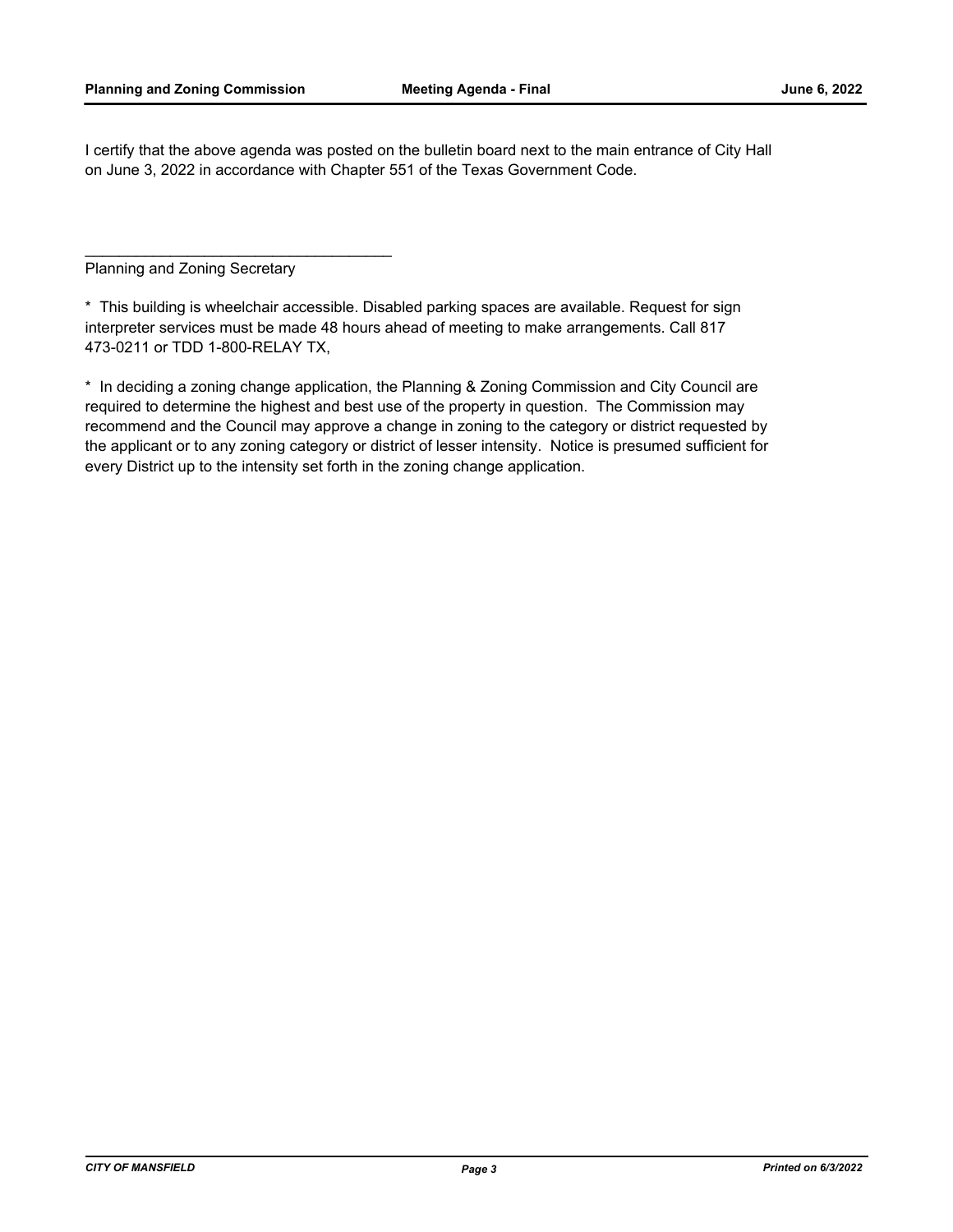I certify that the above agenda was posted on the bulletin board next to the main entrance of City Hall on June 3, 2022 in accordance with Chapter 551 of the Texas Government Code.

____________________________________

Planning and Zoning Secretary

\* This building is wheelchair accessible. Disabled parking spaces are available. Request for sign interpreter services must be made 48 hours ahead of meeting to make arrangements. Call 817 473-0211 or TDD 1-800-RELAY TX,

\* In deciding a zoning change application, the Planning & Zoning Commission and City Council are required to determine the highest and best use of the property in question. The Commission may recommend and the Council may approve a change in zoning to the category or district requested by the applicant or to any zoning category or district of lesser intensity. Notice is presumed sufficient for every District up to the intensity set forth in the zoning change application.